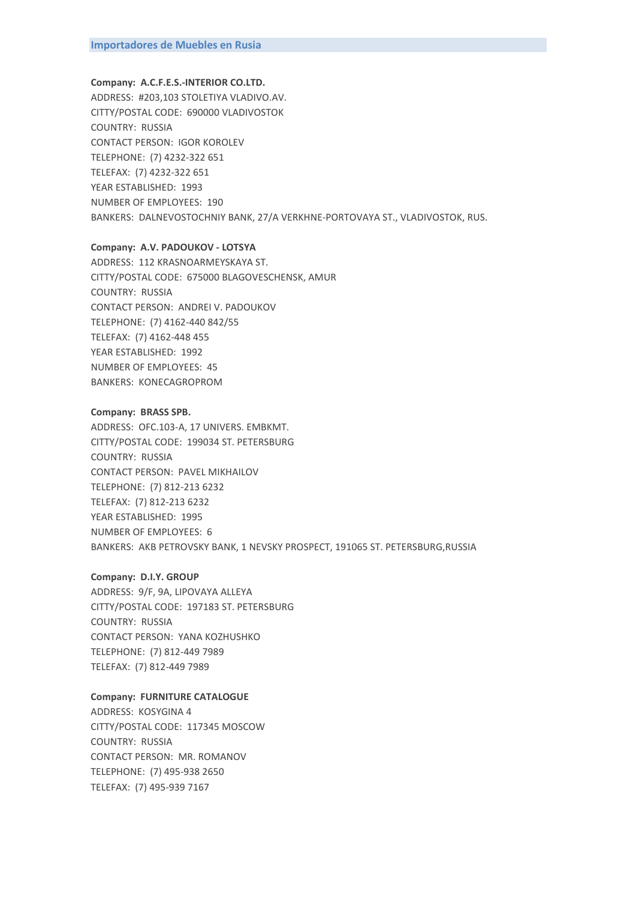## Importadores de Muebles en Rusia

**Company: A.C.F.E.S.-INTERIOR CO.LTD.**
ADDRESS: #203,103 STOLETIYA VLADIVO.AV.
CITTY/POSTAL CODE: 690000 VLADIVOSTOK
COUNTRY: RUSSIA
CONTACT PERSON: IGOR KOROLEV
TELEPHONE: (7) 4232-322 651
TELEFAX: (7) 4232-322 651
YEAR ESTABLISHED: 1993
NUMBER OF EMPLOYEES: 190
BANKERS: DALNEVOSTOCHNIY BANK, 27/A VERKHNE-PORTOVAYA ST., VLADIVOSTOK, RUS.

**Company: A.V. PADOUKOV - LOTSYA**
ADDRESS: 112 KRASNOARMEYSKAYA ST.
CITTY/POSTAL CODE: 675000 BLAGOVESCHENSK, AMUR
COUNTRY: RUSSIA
CONTACT PERSON: ANDREI V. PADOUKOV
TELEPHONE: (7) 4162-440 842/55
TELEFAX: (7) 4162-448 455
YEAR ESTABLISHED: 1992
NUMBER OF EMPLOYEES: 45
BANKERS: KONECAGROPROM

**Company: BRASS SPB.**
ADDRESS: OFC.103-A, 17 UNIVERS. EMBKMT.
CITTY/POSTAL CODE: 199034 ST. PETERSBURG
COUNTRY: RUSSIA
CONTACT PERSON: PAVEL MIKHAILOV
TELEPHONE: (7) 812-213 6232
TELEFAX: (7) 812-213 6232
YEAR ESTABLISHED: 1995
NUMBER OF EMPLOYEES: 6
BANKERS: AKB PETROVSKY BANK, 1 NEVSKY PROSPECT, 191065 ST. PETERSBURG,RUSSIA

**Company: D.I.Y. GROUP**
ADDRESS: 9/F, 9A, LIPOVAYA ALLEYA
CITTY/POSTAL CODE: 197183 ST. PETERSBURG
COUNTRY: RUSSIA
CONTACT PERSON: YANA KOZHUSHKO
TELEPHONE: (7) 812-449 7989
TELEFAX: (7) 812-449 7989

**Company: FURNITURE CATALOGUE**
ADDRESS: KOSYGINA 4
CITTY/POSTAL CODE: 117345 MOSCOW
COUNTRY: RUSSIA
CONTACT PERSON: MR. ROMANOV
TELEPHONE: (7) 495-938 2650
TELEFAX: (7) 495-939 7167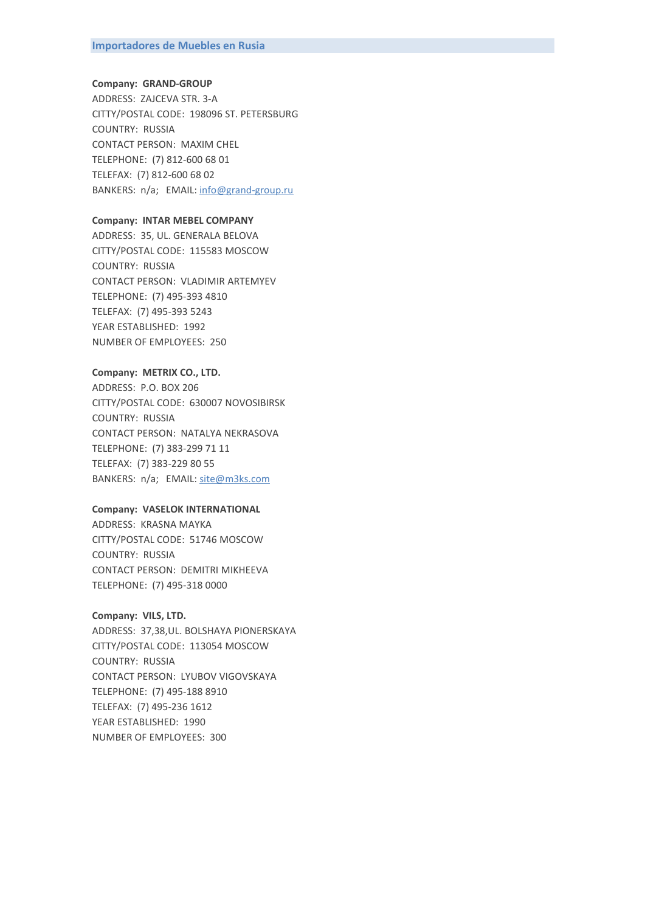## Importadores de Muebles en Rusia

**Company: GRAND-GROUP**
ADDRESS: ZAJCEVA STR. 3-A
CITTY/POSTAL CODE: 198096 ST. PETERSBURG
COUNTRY: RUSSIA
CONTACT PERSON: MAXIM CHEL
TELEPHONE: (7) 812-600 68 01
TELEFAX: (7) 812-600 68 02
BANKERS: n/a; EMAIL: info@grand-group.ru

**Company: INTAR MEBEL COMPANY**
ADDRESS: 35, UL. GENERALA BELOVA
CITTY/POSTAL CODE: 115583 MOSCOW
COUNTRY: RUSSIA
CONTACT PERSON: VLADIMIR ARTEMYEV
TELEPHONE: (7) 495-393 4810
TELEFAX: (7) 495-393 5243
YEAR ESTABLISHED: 1992
NUMBER OF EMPLOYEES: 250

**Company: METRIX CO., LTD.**
ADDRESS: P.O. BOX 206
CITTY/POSTAL CODE: 630007 NOVOSIBIRSK
COUNTRY: RUSSIA
CONTACT PERSON: NATALYA NEKRASOVA
TELEPHONE: (7) 383-299 71 11
TELEFAX: (7) 383-229 80 55
BANKERS: n/a; EMAIL: site@m3ks.com

**Company: VASELOK INTERNATIONAL**
ADDRESS: KRASNA MAYKA
CITTY/POSTAL CODE: 51746 MOSCOW
COUNTRY: RUSSIA
CONTACT PERSON: DEMITRI MIKHEEVA
TELEPHONE: (7) 495-318 0000

**Company: VILS, LTD.**
ADDRESS: 37,38,UL. BOLSHAYA PIONERSKAYA
CITTY/POSTAL CODE: 113054 MOSCOW
COUNTRY: RUSSIA
CONTACT PERSON: LYUBOV VIGOVSKAYA
TELEPHONE: (7) 495-188 8910
TELEFAX: (7) 495-236 1612
YEAR ESTABLISHED: 1990
NUMBER OF EMPLOYEES: 300